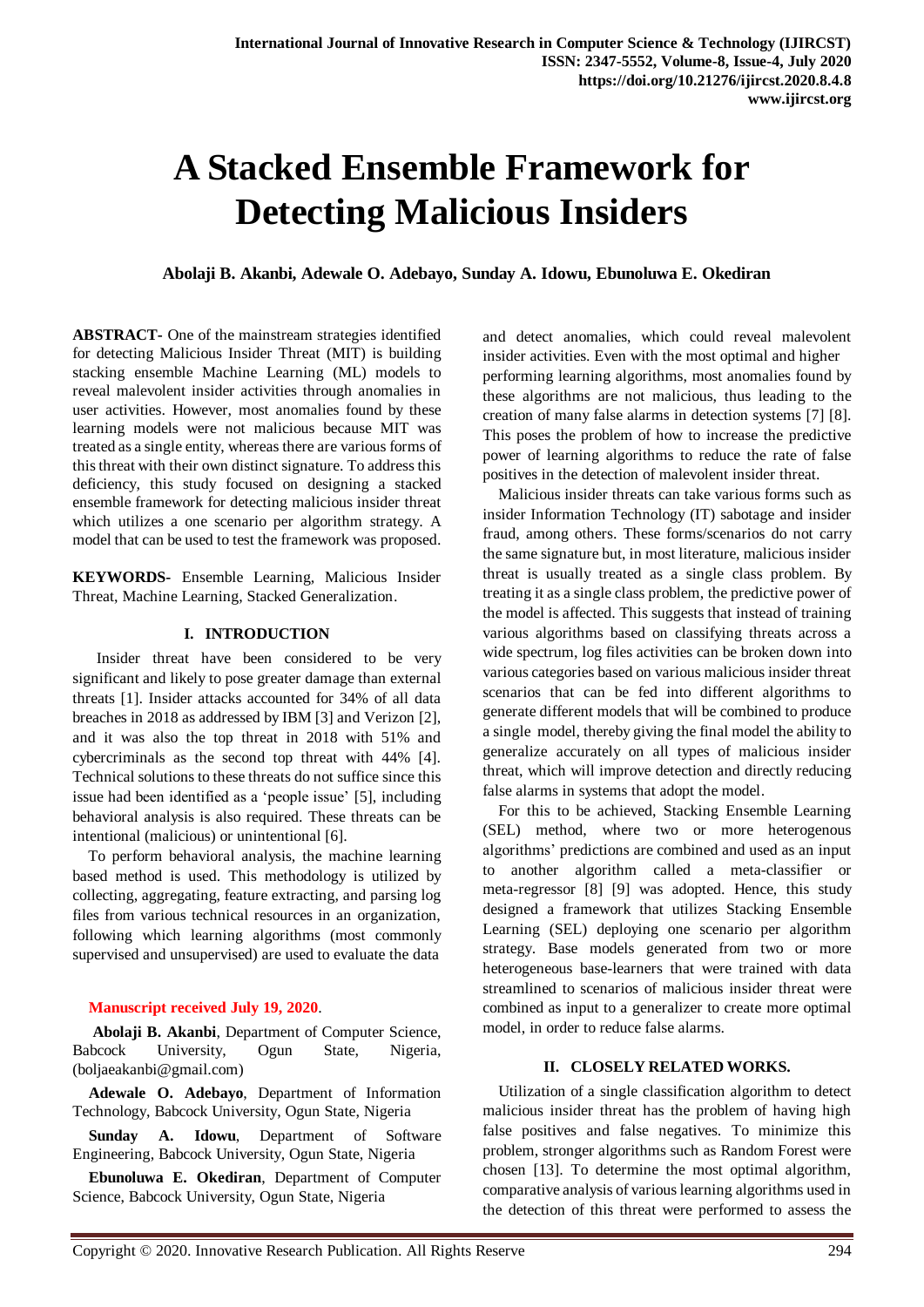# A Stacked Ensemble Framework for Detecting Malicious Insiders

**Abolaji B. Akanbi, Adewale O. Adebayo, Sunday A. Idowu, Ebunoluwa E. Okediran**

**ABSTRACT-** One of the mainstream strategies identified for detecting Malicious Insider Threat (MIT) is building stacking ensemble Machine Learning (ML) models to reveal malevolent insider activities through anomalies in user activities. However, most anomalies found by these learning models were not malicious because MIT was treated as a single entity, whereas there are various forms of this threat with their own distinct signature. To address this deficiency, this study focused on designing a stacked ensemble framework for detecting malicious insider threat which utilizes a one scenario per algorithm strategy. A model that can be used to test the framework was proposed.

**KEYWORDS-** Ensemble Learning, Malicious Insider Threat, Machine Learning, Stacked Generalization.

## I. INTRODUCTION

Insider threat have been considered to be very significant and likely to pose greater damage than external threats [1]. Insider attacks accounted for 34% of all data breaches in 2018 as addressed by IBM [3] and Verizon [2], and it was also the top threat in 2018 with 51% and cybercriminals as the second top threat with 44% [4]. Technical solutions to these threats do not suffice since this issue had been identified as a 'people issue' [5], including behavioral analysis is also required. These threats can be intentional (malicious) or unintentional [6].

To perform behavioral analysis, the machine learning based method is used. This methodology is utilized by collecting, aggregating, feature extracting, and parsing log files from various technical resources in an organization, following which learning algorithms (most commonly supervised and unsupervised) are used to evaluate the data and detect anomalies, which could reveal malevolent insider activities. Even with the most optimal and higher performing learning algorithms, most anomalies found by these algorithms are not malicious, thus leading to the creation of many false alarms in detection systems [7] [8]. This poses the problem of how to increase the predictive power of learning algorithms to reduce the rate of false positives in the detection of malevolent insider threat.

Malicious insider threats can take various forms such as insider Information Technology (IT) sabotage and insider fraud, among others. These forms/scenarios do not carry the same signature but, in most literature, malicious insider threat is usually treated as a single class problem. By treating it as a single class problem, the predictive power of the model is affected. This suggests that instead of training various algorithms based on classifying threats across a wide spectrum, log files activities can be broken down into various categories based on various malicious insider threat scenarios that can be fed into different algorithms to generate different models that will be combined to produce a single model, thereby giving the final model the ability to generalize accurately on all types of malicious insider threat, which will improve detection and directly reducing false alarms in systems that adopt the model.

For this to be achieved, Stacking Ensemble Learning (SEL) method, where two or more heterogenous algorithms' predictions are combined and used as an input to another algorithm called a meta-classifier or meta-regressor [8] [9] was adopted. Hence, this study designed a framework that utilizes Stacking Ensemble Learning (SEL) deploying one scenario per algorithm strategy. Base models generated from two or more heterogeneous base-learners that were trained with data streamlined to scenarios of malicious insider threat were combined as input to a generalizer to create more optimal model, in order to reduce false alarms.

## II. CLOSELY RELATED WORKS.

Utilization of a single classification algorithm to detect malicious insider threat has the problem of having high false positives and false negatives. To minimize this problem, stronger algorithms such as Random Forest were chosen [13]. To determine the most optimal algorithm, comparative analysis of various learning algorithms used in the detection of this threat were performed to assess the

**Manuscript received July 19, 2020**.

**Abolaji B. Akanbi**, Department of Computer Science, Babcock University, Ogun State, Nigeria, (boljaeakanbi@gmail.com)

**Adewale O. Adebayo**, Department of Information Technology, Babcock University, Ogun State, Nigeria

**Sunday A. Idowu**, Department of Software Engineering, Babcock University, Ogun State, Nigeria

**Ebunoluwa E. Okediran**, Department of Computer Science, Babcock University, Ogun State, Nigeria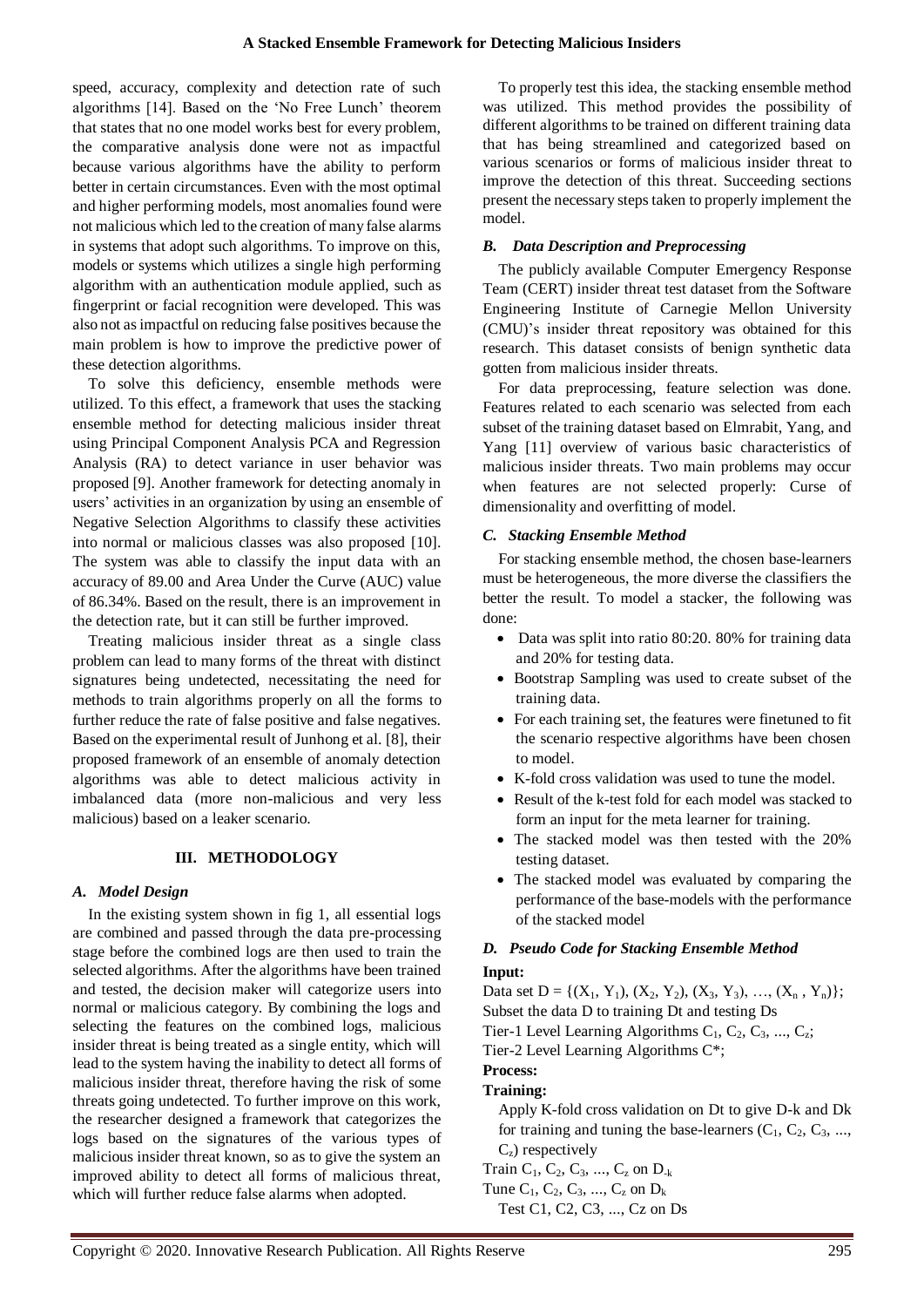speed, accuracy, complexity and detection rate of such algorithms [14]. Based on the 'No Free Lunch' theorem that states that no one model works best for every problem, the comparative analysis done were not as impactful because various algorithms have the ability to perform better in certain circumstances. Even with the most optimal and higher performing models, most anomalies found were not malicious which led to the creation of many false alarms in systems that adopt such algorithms. To improve on this, models or systems which utilizes a single high performing algorithm with an authentication module applied, such as fingerprint or facial recognition were developed. This was also not as impactful on reducing false positives because the main problem is how to improve the predictive power of these detection algorithms.

To solve this deficiency, ensemble methods were utilized. To this effect, a framework that uses the stacking ensemble method for detecting malicious insider threat using Principal Component Analysis PCA and Regression Analysis (RA) to detect variance in user behavior was proposed [9]. Another framework for detecting anomaly in users' activities in an organization by using an ensemble of Negative Selection Algorithms to classify these activities into normal or malicious classes was also proposed [10]. The system was able to classify the input data with an accuracy of 89.00 and Area Under the Curve (AUC) value of 86.34%. Based on the result, there is an improvement in the detection rate, but it can still be further improved.

Treating malicious insider threat as a single class problem can lead to many forms of the threat with distinct signatures being undetected, necessitating the need for methods to train algorithms properly on all the forms to further reduce the rate of false positive and false negatives. Based on the experimental result of Junhong et al. [8], their proposed framework of an ensemble of anomaly detection algorithms was able to detect malicious activity in imbalanced data (more non-malicious and very less malicious) based on a leaker scenario.

## III. METHODOLOGY

### *A. Model Design*

In the existing system shown in fig 1, all essential logs are combined and passed through the data pre-processing stage before the combined logs are then used to train the selected algorithms. After the algorithms have been trained and tested, the decision maker will categorize users into normal or malicious category. By combining the logs and selecting the features on the combined logs, malicious insider threat is being treated as a single entity, which will lead to the system having the inability to detect all forms of malicious insider threat, therefore having the risk of some threats going undetected. To further improve on this work, the researcher designed a framework that categorizes the logs based on the signatures of the various types of malicious insider threat known, so as to give the system an improved ability to detect all forms of malicious threat, which will further reduce false alarms when adopted.

To properly test this idea, the stacking ensemble method was utilized. This method provides the possibility of different algorithms to be trained on different training data that has being streamlined and categorized based on various scenarios or forms of malicious insider threat to improve the detection of this threat. Succeeding sections present the necessary steps taken to properly implement the model.

### *B. Data Description and Preprocessing*

The publicly available Computer Emergency Response Team (CERT) insider threat test dataset from the Software Engineering Institute of Carnegie Mellon University (CMU)'s insider threat repository was obtained for this research. This dataset consists of benign synthetic data gotten from malicious insider threats.

For data preprocessing, feature selection was done. Features related to each scenario was selected from each subset of the training dataset based on Elmrabit, Yang, and Yang [11] overview of various basic characteristics of malicious insider threats. Two main problems may occur when features are not selected properly: Curse of dimensionality and overfitting of model.

### *C. Stacking Ensemble Method*

For stacking ensemble method, the chosen base-learners must be heterogeneous, the more diverse the classifiers the better the result. To model a stacker, the following was done:

- Data was split into ratio 80:20. 80% for training data and 20% for testing data.
- Bootstrap Sampling was used to create subset of the training data.
- For each training set, the features were finetuned to fit the scenario respective algorithms have been chosen to model.
- K-fold cross validation was used to tune the model.
- Result of the k-test fold for each model was stacked to form an input for the meta learner for training.
- The stacked model was then tested with the 20% testing dataset.
- The stacked model was evaluated by comparing the performance of the base-models with the performance of the stacked model

### *D. Pseudo Code for Stacking Ensemble Method*

**Input:**

Data set $D = \{(X_1, Y_1), (X_2, Y_2), (X_3, Y_3), \ldots, (X_n, Y_n)\}$;

Subset the data D to training Dt and testing Ds

Tier-1 Level Learning Algorithms $C_1, C_2, C_3, \ldots, C_z$;

Tier-2 Level Learning Algorithms $C^*$;

**Process:**

**Training:**

Apply K-fold cross validation on Dt to give D-k and Dk for training and tuning the base-learners ($C_1, C_2, C_3, \ldots, C_z$) respectively

Train $C_1, C_2, C_3, \ldots, C_z$ on $D_{-k}$

Tune $C_1, C_2, C_3, \ldots, C_z$ on $D_k$

Test C1, C2, C3, ..., Cz on Ds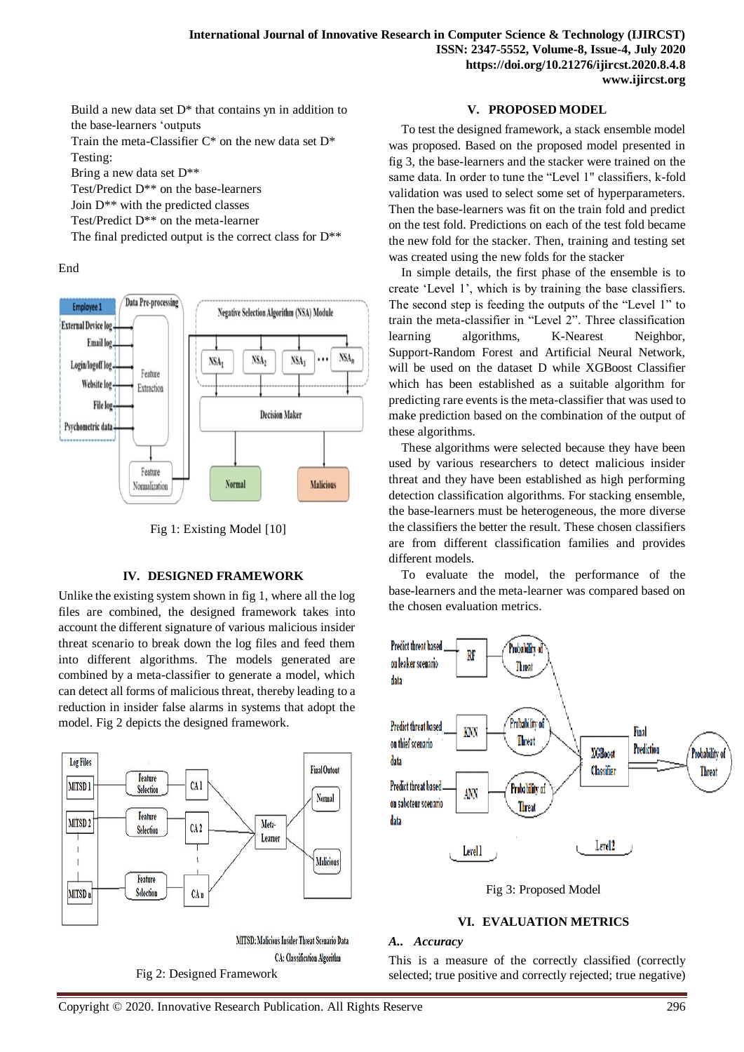Build a new data set D* that contains yn in addition to the base-learners 'outputs

Train the meta-Classifier C* on the new data set D*

Testing:

Bring a new data set D**

Test/Predict D** on the base-learners

Join D** with the predicted classes

Test/Predict D** on the meta-learner

The final predicted output is the correct class for D**

End

Fig 1: Existing Model [10]

## IV. DESIGNED FRAMEWORK

Unlike the existing system shown in fig 1, where all the log files are combined, the designed framework takes into account the different signature of various malicious insider threat scenario to break down the log files and feed them into different algorithms. The models generated are combined by a meta-classifier to generate a model, which can detect all forms of malicious threat, thereby leading to a reduction in insider false alarms in systems that adopt the model. Fig 2 depicts the designed framework.

MITSD: Malicious Insider Threat Scenario Data

CA: Classification Algorithm

Fig 2: Designed Framework

## V. PROPOSED MODEL

To test the designed framework, a stack ensemble model was proposed. Based on the proposed model presented in fig 3, the base-learners and the stacker were trained on the same data. In order to tune the "Level 1" classifiers, k-fold validation was used to select some set of hyperparameters. Then the base-learners was fit on the train fold and predict on the test fold. Predictions on each of the test fold became the new fold for the stacker. Then, training and testing set was created using the new folds for the stacker

In simple details, the first phase of the ensemble is to create 'Level 1', which is by training the base classifiers. The second step is feeding the outputs of the "Level 1" to train the meta-classifier in "Level 2". Three classification learning algorithms, K-Nearest Neighbor, Support-Random Forest and Artificial Neural Network, will be used on the dataset D while XGBoost Classifier which has been established as a suitable algorithm for predicting rare events is the meta-classifier that was used to make prediction based on the combination of the output of these algorithms.

These algorithms were selected because they have been used by various researchers to detect malicious insider threat and they have been established as high performing detection classification algorithms. For stacking ensemble, the base-learners must be heterogeneous, the more diverse the classifiers the better the result. These chosen classifiers are from different classification families and provides different models.

To evaluate the model, the performance of the base-learners and the meta-learner was compared based on the chosen evaluation metrics.

Fig 3: Proposed Model

## VI. EVALUATION METRICS

### A.. *Accuracy*

This is a measure of the correctly classified (correctly selected; true positive and correctly rejected; true negative)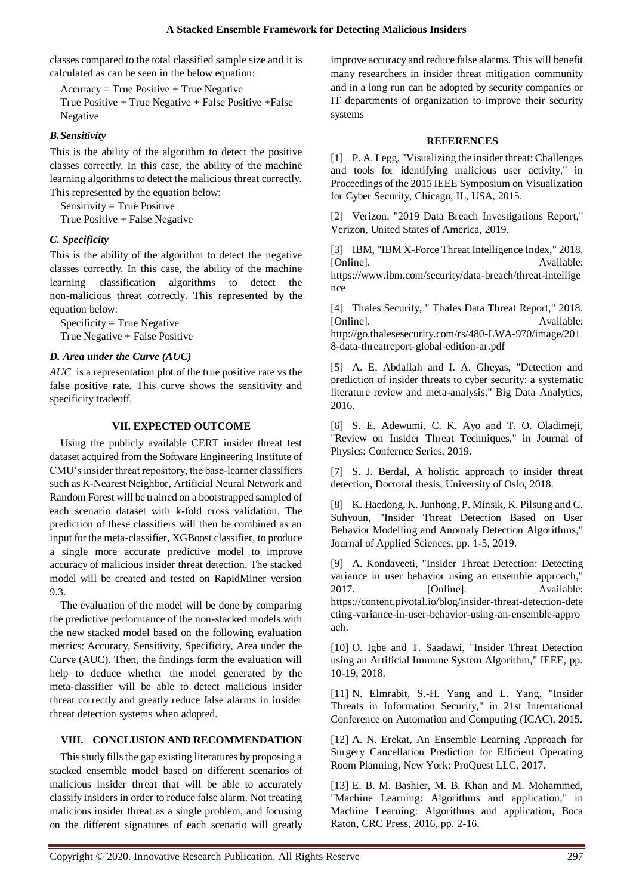classes compared to the total classified sample size and it is calculated as can be seen in the below equation:

Accuracy = True Positive + True Negative

True Positive + True Negative + False Positive +False Negative

### *B. Sensitivity*

This is the ability of the algorithm to detect the positive classes correctly. In this case, the ability of the machine learning algorithms to detect the malicious threat correctly. This represented by the equation below:

Sensitivity = True Positive

True Positive + False Negative

### *C. Specificity*

This is the ability of the algorithm to detect the negative classes correctly. In this case, the ability of the machine learning classification algorithms to detect the non-malicious threat correctly. This represented by the equation below:

Specificity = True Negative

True Negative + False Positive

### *D. Area under the Curve (AUC)*

*AUC* is a representation plot of the true positive rate vs the false positive rate. This curve shows the sensitivity and specificity tradeoff.

## VII. EXPECTED OUTCOME

Using the publicly available CERT insider threat test dataset acquired from the Software Engineering Institute of CMU's insider threat repository, the base-learner classifiers such as K-Nearest Neighbor, Artificial Neural Network and Random Forest will be trained on a bootstrapped sampled of each scenario dataset with k-fold cross validation. The prediction of these classifiers will then be combined as an input for the meta-classifier, XGBoost classifier, to produce a single more accurate predictive model to improve accuracy of malicious insider threat detection. The stacked model will be created and tested on RapidMiner version 9.3.

The evaluation of the model will be done by comparing the predictive performance of the non-stacked models with the new stacked model based on the following evaluation metrics: Accuracy, Sensitivity, Specificity, Area under the Curve (AUC). Then, the findings form the evaluation will help to deduce whether the model generated by the meta-classifier will be able to detect malicious insider threat correctly and greatly reduce false alarms in insider threat detection systems when adopted.

## VIII. CONCLUSION AND RECOMMENDATION

This study fills the gap existing literatures by proposing a stacked ensemble model based on different scenarios of malicious insider threat that will be able to accurately classify insiders in order to reduce false alarm. Not treating malicious insider threat as a single problem, and focusing on the different signatures of each scenario will greatly improve accuracy and reduce false alarms. This will benefit many researchers in insider threat mitigation community and in a long run can be adopted by security companies or IT departments of organization to improve their security systems

## REFERENCES

[1] P. A. Legg, "Visualizing the insider threat: Challenges and tools for identifying malicious user activity," in Proceedings of the 2015 IEEE Symposium on Visualization for Cyber Security, Chicago, IL, USA, 2015.

[2] Verizon, "2019 Data Breach Investigations Report," Verizon, United States of America, 2019.

[3] IBM, "IBM X-Force Threat Intelligence Index," 2018. [Online]. Available: https://www.ibm.com/security/data-breach/threat-intelligence

[4] Thales Security, " Thales Data Threat Report," 2018. [Online]. Available: http://go.thalesesecurity.com/rs/480-LWA-970/image/2018-data-threatreport-global-edition-ar.pdf

[5] A. E. Abdallah and I. A. Gheyas, "Detection and prediction of insider threats to cyber security: a systematic literature review and meta-analysis," Big Data Analytics, 2016.

[6] S. E. Adewumi, C. K. Ayo and T. O. Oladimeji, "Review on Insider Threat Techniques," in Journal of Physics: Confernce Series, 2019.

[7] S. J. Berdal, A holistic approach to insider threat detection, Doctoral thesis, University of Oslo, 2018.

[8] K. Haedong, K. Junhong, P. Minsik, K. Pilsung and C. Suhyoun, "Insider Threat Detection Based on User Behavior Modelling and Anomaly Detection Algorithms," Journal of Applied Sciences, pp. 1-5, 2019.

[9] A. Kondaveeti, "Insider Threat Detection: Detecting variance in user behavior using an ensemble approach," 2017. [Online]. Available: https://content.pivotal.io/blog/insider-threat-detection-detecting-variance-in-user-behavior-using-an-ensemble-approach.

[10] O. Igbe and T. Saadawi, "Insider Threat Detection using an Artificial Immune System Algorithm," IEEE, pp. 10-19, 2018.

[11] N. Elmrabit, S.-H. Yang and L. Yang, "Insider Threats in Information Security," in 21st International Conference on Automation and Computing (ICAC), 2015.

[12] A. N. Erekat, An Ensemble Learning Approach for Surgery Cancellation Prediction for Efficient Operating Room Planning, New York: ProQuest LLC, 2017.

[13] E. B. M. Bashier, M. B. Khan and M. Mohammed, "Machine Learning: Algorithms and application," in Machine Learning: Algorithms and application, Boca Raton, CRC Press, 2016, pp. 2-16.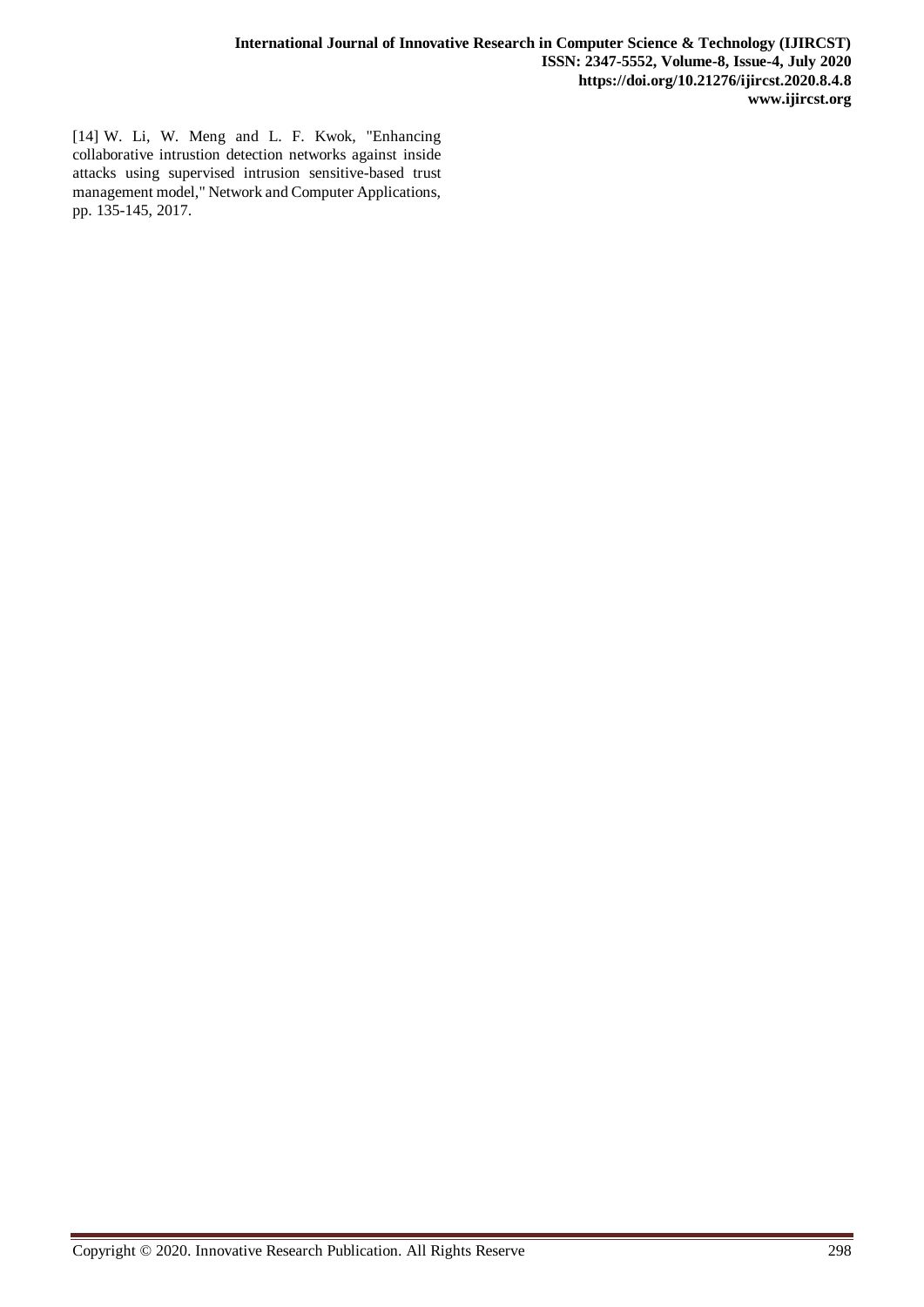[14] W. Li, W. Meng and L. F. Kwok, "Enhancing collaborative intrustion detection networks against inside attacks using supervised intrusion sensitive-based trust management model," Network and Computer Applications, pp. 135-145, 2017.